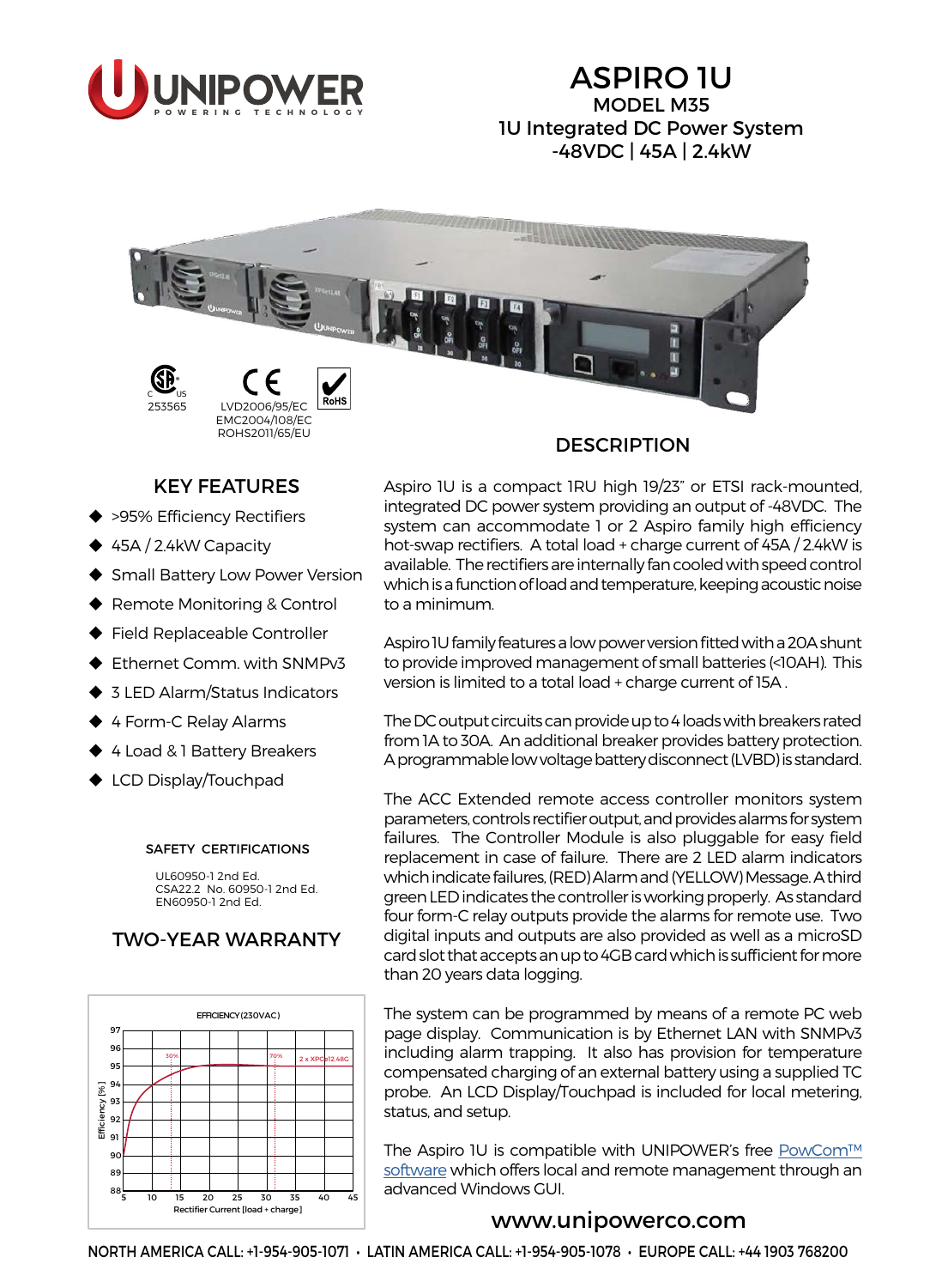# ASPIRO 1U

MODEL M35

1U Integrated DC Power System

-48VDC | 45A | 2.4kW

253565

LVD2006/95/EC
EMC2004/108/EC
ROHS2011/65/EU

## KEY FEATURES

- >95% Efficiency Rectifiers
- 45A / 2.4kW Capacity
- Small Battery Low Power Version
- Remote Monitoring & Control
- Field Replaceable Controller
- Ethernet Comm. with SNMPv3
- 3 LED Alarm/Status Indicators
- 4 Form-C Relay Alarms
- 4 Load & 1 Battery Breakers
- LCD Display/Touchpad

### SAFETY CERTIFICATIONS

UL60950-1 2nd Ed.
CSA22.2 No. 60950-1 2nd Ed.
EN60950-1 2nd Ed.

## TWO-YEAR WARRANTY

EFFICIENCY (230VAC)

## DESCRIPTION

Aspiro 1U is a compact 1RU high 19/23" or ETSI rack-mounted, integrated DC power system providing an output of -48VDC. The system can accommodate 1 or 2 Aspiro family high efficiency hot-swap rectifiers. A total load + charge current of 45A / 2.4kW is available. The rectifiers are internally fan cooled with speed control which is a function of load and temperature, keeping acoustic noise to a minimum.

Aspiro 1U family features a low power version fitted with a 20A shunt to provide improved management of small batteries (<10AH). This version is limited to a total load + charge current of 15A .

The DC output circuits can provide up to 4 loads with breakers rated from 1A to 30A. An additional breaker provides battery protection. A programmable low voltage battery disconnect (LVBD) is standard.

The ACC Extended remote access controller monitors system parameters, controls rectifier output, and provides alarms for system failures. The Controller Module is also pluggable for easy field replacement in case of failure. There are 2 LED alarm indicators which indicate failures, (RED) Alarm and (YELLOW) Message. A third green LED indicates the controller is working properly. As standard four form-C relay outputs provide the alarms for remote use. Two digital inputs and outputs are also provided as well as a microSD card slot that accepts an up to 4GB card which is sufficient for more than 20 years data logging.

The system can be programmed by means of a remote PC web page display. Communication is by Ethernet LAN with SNMPv3 including alarm trapping. It also has provision for temperature compensated charging of an external battery using a supplied TC probe. An LCD Display/Touchpad is included for local metering, status, and setup.

The Aspiro 1U is compatible with UNIPOWER's free PowCom™ software which offers local and remote management through an advanced Windows GUI.

www.unipowerco.com

NORTH AMERICA CALL: +1-954-905-1071 • LATIN AMERICA CALL: +1-954-905-1078 • EUROPE CALL: +44 1903 768200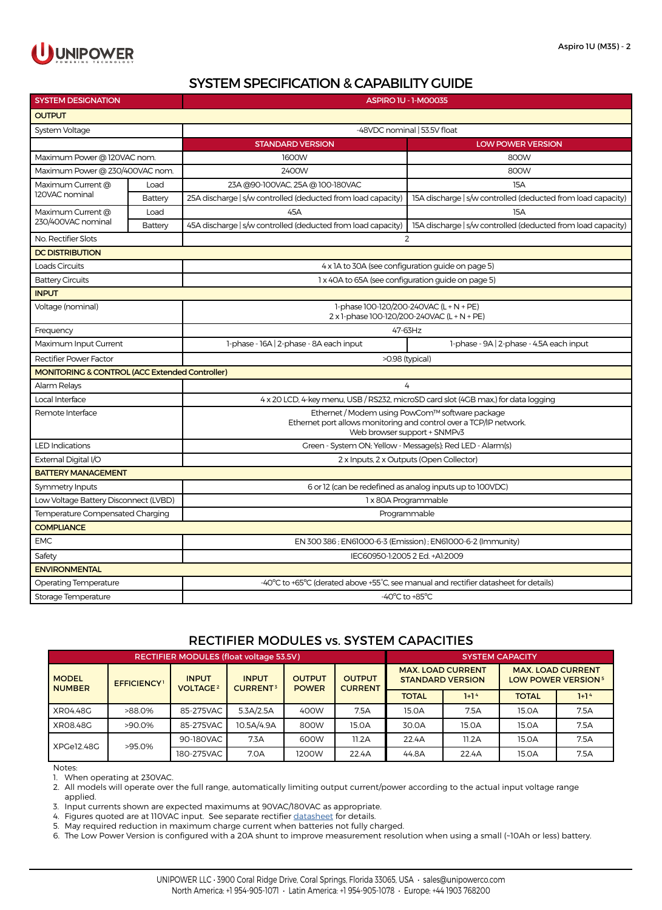## SYSTEM SPECIFICATION & CAPABILITY GUIDE

| SYSTEM DESIGNATION | | ASPIRO 1U - 1-M00035 | |
|---|---|---|---|
| **OUTPUT** | | | |
| System Voltage | | -48VDC nominal \| 53.5V float | |
| | | STANDARD VERSION | LOW POWER VERSION |
| Maximum Power @ 120VAC nom. | | 1600W | 800W |
| Maximum Power @ 230/400VAC nom. | | 2400W | 800W |
| Maximum Current @ 120VAC nominal | Load | 23A @90-100VAC, 25A @ 100-180VAC | 15A |
| | Battery | 25A discharge \| s/w controlled (deducted from load capacity) | 15A discharge \| s/w controlled (deducted from load capacity) |
| Maximum Current @ 230/400VAC nominal | Load | 45A | 15A |
| | Battery | 45A discharge \| s/w controlled (deducted from load capacity) | 15A discharge \| s/w controlled (deducted from load capacity) |
| No. Rectifier Slots | | 2 | |
| **DC DISTRIBUTION** | | | |
| Loads Circuits | | 4 x 1A to 30A (see configuration guide on page 5) | |
| Battery Circuits | | 1 x 40A to 65A (see configuration guide on page 5) | |
| **INPUT** | | | |
| Voltage (nominal) | | 1-phase 100-120/200-240VAC (L + N + PE)<br>2 x 1-phase 100-120/200-240VAC (L + N + PE) | |
| Frequency | | 47-63Hz | |
| Maximum Input Current | | 1-phase - 16A \| 2-phase - 8A each input | 1-phase - 9A \| 2-phase - 4.5A each input |
| Rectifier Power Factor | | >0.98 (typical) | |
| **MONITORING & CONTROL (ACC Extended Controller)** | | | |
| Alarm Relays | | 4 | |
| Local Interface | | 4 x 20 LCD, 4-key menu, USB / RS232, microSD card slot (4GB max.) for data logging | |
| Remote Interface | | Ethernet / Modem using PowCom™ software package<br>Ethernet port allows monitoring and control over a TCP/IP network.<br>Web browser support + SNMPv3 | |
| LED Indications | | Green - System ON; Yellow - Message(s); Red LED - Alarm(s) | |
| External Digital I/O | | 2 x Inputs, 2 x Outputs (Open Collector) | |
| **BATTERY MANAGEMENT** | | | |
| Symmetry Inputs | | 6 or 12 (can be redefined as analog inputs up to 100VDC) | |
| Low Voltage Battery Disconnect (LVBD) | | 1 x 80A Programmable | |
| Temperature Compensated Charging | | Programmable | |
| **COMPLIANCE** | | | |
| EMC | | EN 300 386 ; EN61000-6-3 (Emission) ; EN61000-6-2 (Immunity) | |
| Safety | | IEC60950-1:2005 2 Ed. +A1:2009 | |
| **ENVIRONMENTAL** | | | |
| Operating Temperature | | -40°C to +65°C (derated above +55°C, see manual and rectifier datasheet for details) | |
| Storage Temperature | | -40°C to +85°C | |

## RECTIFIER MODULES vs. SYSTEM CAPACITIES

| RECTIFIER MODULES (float voltage 53.5V) | | | | | | SYSTEM CAPACITY | | | |
|---|---|---|---|---|---|---|---|---|---|
| MODEL NUMBER | EFFICIENCY[1] | INPUT VOLTAGE[2] | INPUT CURRENT[3] | OUTPUT POWER | OUTPUT CURRENT | MAX. LOAD CURRENT STANDARD VERSION | | MAX. LOAD CURRENT LOW POWER VERSION[5] | |
| | | | | | | TOTAL | 1+1[4] | TOTAL | 1+1[4] |
| XR04.48G | >88.0% | 85-275VAC | 5.3A/2.5A | 400W | 7.5A | 15.0A | 7.5A | 15.0A | 7.5A |
| XR08.48G | >90.0% | 85-275VAC | 10.5A/4.9A | 800W | 15.0A | 30.0A | 15.0A | 15.0A | 7.5A |
| XPGe12.48G | >95.0% | 90-180VAC | 7.3A | 600W | 11.2A | 22.4A | 11.2A | 15.0A | 7.5A |
| | | 180-275VAC | 7.0A | 1200W | 22.4A | 44.8A | 22.4A | 15.0A | 7.5A |

Notes:

1. When operating at 230VAC.
2. All models will operate over the full range, automatically limiting output current/power according to the actual input voltage range applied.
3. Input currents shown are expected maximums at 90VAC/180VAC as appropriate.
4. Figures quoted are at 110VAC input. See separate rectifier datasheet for details.
5. May required reduction in maximum charge current when batteries not fully charged.
6. The Low Power Version is configured with a 20A shunt to improve measurement resolution when using a small (~10Ah or less) battery.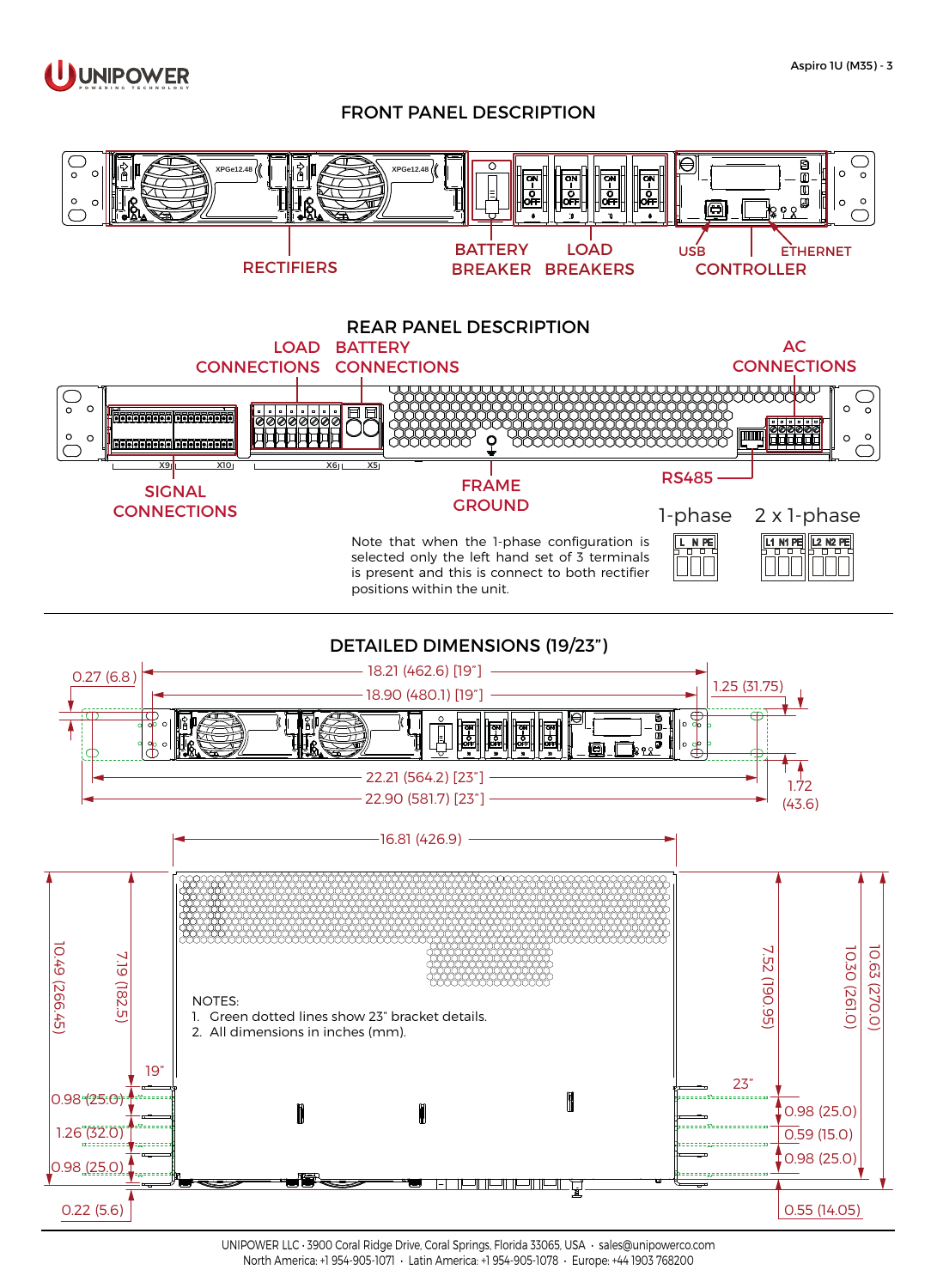## FRONT PANEL DESCRIPTION

RECTIFIERS

BATTERY BREAKER

LOAD BREAKERS

USB

ETHERNET

CONTROLLER

## REAR PANEL DESCRIPTION

LOAD CONNECTIONS

BATTERY CONNECTIONS

AC CONNECTIONS

SIGNAL CONNECTIONS

FRAME GROUND

RS485

1-phase

2 x 1-phase

Note that when the 1-phase configuration is selected only the left hand set of 3 terminals is present and this is connect to both rectifier positions within the unit.

## DETAILED DIMENSIONS (19/23")

0.27 (6.8)

18.21 (462.6) [19"]

18.90 (480.1) [19"]

1.25 (31.75)

22.21 (564.2) [23"]

22.90 (581.7) [23"]

1.72 (43.6)

16.81 (426.9)

10.49 (266.45)

7.19 (182.5)

7.52 (190.95)

10.30 (261.0)

10.63 (270.0)

NOTES:
1. Green dotted lines show 23" bracket details.
2. All dimensions in inches (mm).

19"

23"

0.98 (25.0)

1.26 (32.0)

0.98 (25.0)

0.22 (5.6)

0.98 (25.0)

0.59 (15.0)

0.98 (25.0)

0.55 (14.05)

UNIPOWER LLC · 3900 Coral Ridge Drive, Coral Springs, Florida 33065, USA · sales@unipowerco.com
North America: +1 954-905-1071 · Latin America: +1 954-905-1078 · Europe: +44 1903 768200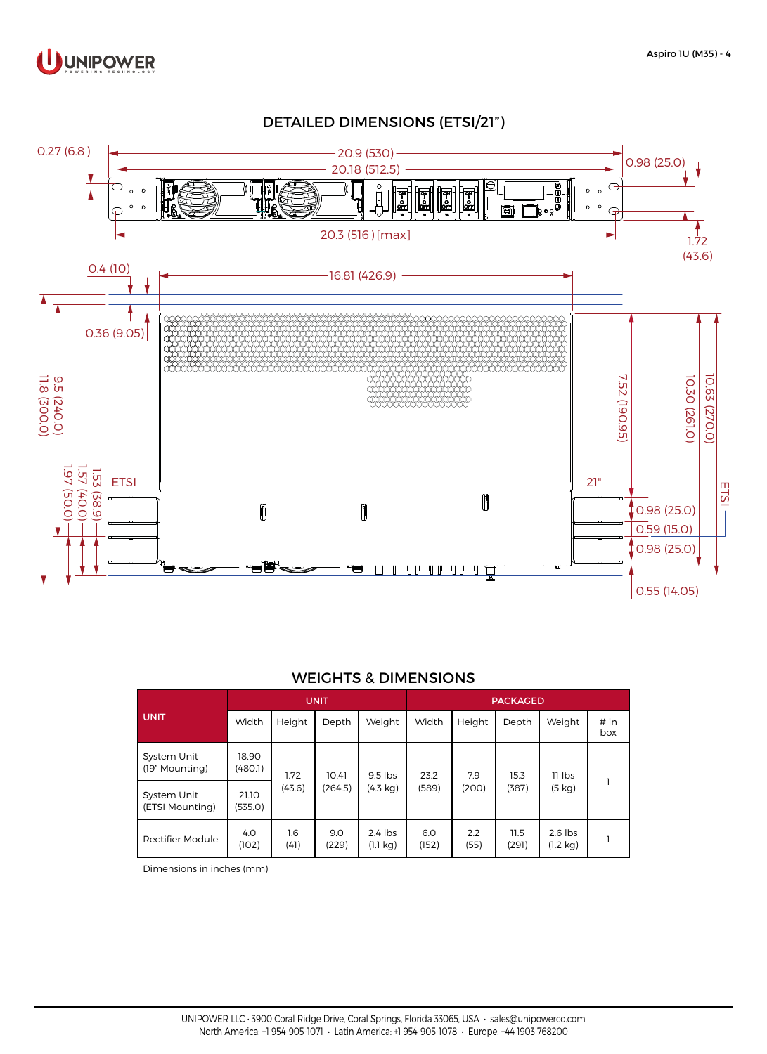## DETAILED DIMENSIONS (ETSI/21")

0.27 (6.8)

20.9 (530)

20.18 (512.5)

0.98 (25.0)

20.3 (516) [max]

1.72 (43.6)

0.4 (10)

16.81 (426.9)

0.36 (9.05)

11.8 (300.0)

9.5 (240.0)

1.97 (50.0)

1.57 (40.0)

1.53 (38.9)

ETSI

21"

7.52 (190.95)

10.30 (261.0)

10.63 (270.0)

ETSI

0.98 (25.0)

0.59 (15.0)

0.98 (25.0)

0.55 (14.05)

## WEIGHTS & DIMENSIONS

| UNIT | UNIT | | | | PACKAGED | | | | |
|---|---|---|---|---|---|---|---|---|---|
| | Width | Height | Depth | Weight | Width | Height | Depth | Weight | # in box |
| System Unit (19" Mounting) | 18.90 (480.1) | 1.72 (43.6) | 10.41 (264.5) | 9.5 lbs (4.3 kg) | 23.2 (589) | 7.9 (200) | 15.3 (387) | 11 lbs (5 kg) | 1 |
| System Unit (ETSI Mounting) | 21.10 (535.0) | | | | | | | | |
| Rectifier Module | 4.0 (102) | 1.6 (41) | 9.0 (229) | 2.4 lbs (1.1 kg) | 6.0 (152) | 2.2 (55) | 11.5 (291) | 2.6 lbs (1.2 kg) | 1 |

Dimensions in inches (mm)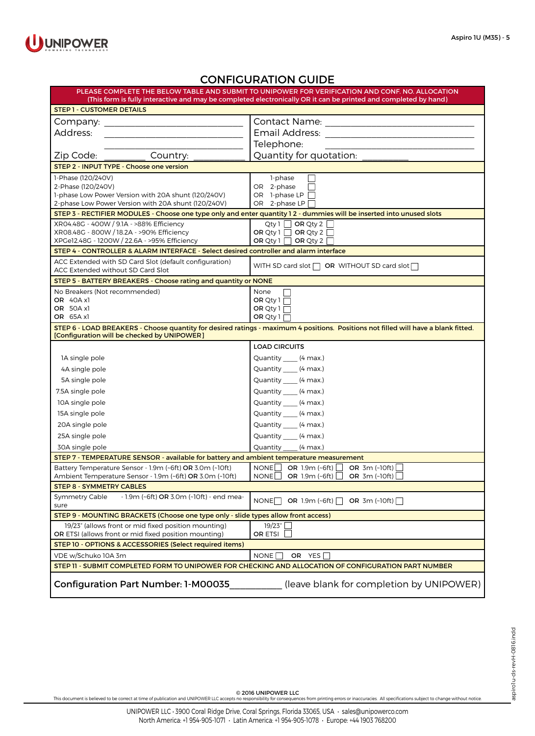# CONFIGURATION GUIDE

| PLEASE COMPLETE THE BELOW TABLE AND SUBMIT TO UNIPOWER FOR VERIFICATION AND CONF. NO. ALLOCATION (This form is fully interactive and may be completed electronically OR it can be printed and completed by hand) | |
|---|---|
| **STEP 1 - CUSTOMER DETAILS** | |
| Company: ____________ <br> Address: ____________ <br> ____________ <br> Zip Code: ________ Country: ________ | Contact Name: ____________ <br> Email Address: ____________ <br> Telephone: ____________ <br> Quantity for quotation: ________ |
| **STEP 2 - INPUT TYPE - Choose one version** | |
| 1-Phase (120/240V) <br> 2-Phase (120/240V) <br> 1-phase Low Power Version with 20A shunt (120/240V) <br> 2-phase Low Power Version with 20A shunt (120/240V) | 1-phase ☐ <br> OR 2-phase ☐ <br> OR 1-phase LP ☐ <br> OR 2-phase LP ☐ |
| **STEP 3 - RECTIFIER MODULES - Choose one type only and enter quantity 1 2 - dummies will be inserted into unused slots** | |
| XR04.48G - 400W / 9.1A - >88% Efficiency <br> XR08.48G - 800W / 18.2A - >90% Efficiency <br> XPGe12.48G - 1200W / 22.6A - >95% Efficiency | Qty 1 ☐ **OR** Qty 2 ☐ <br> **OR** Qty 1 ☐ **OR** Qty 2 ☐ <br> **OR** Qty 1 ☐ **OR** Qty 2 ☐ |
| **STEP 4 - CONTROLLER & ALARM INTERFACE - Select desired controller and alarm interface** | |
| ACC Extended with SD Card Slot (default configuration) <br> ACC Extended without SD Card Slot | WITH SD card slot ☐ **OR** WITHOUT SD card slot ☐ |
| **STEP 5 - BATTERY BREAKERS - Choose rating and quantity or NONE** | |
| No Breakers (Not recommended) <br> **OR** 40A x1 <br> **OR** 50A x1 <br> **OR** 65A x1 | None ☐ <br> **OR** Qty 1 ☐ <br> **OR** Qty 1 ☐ <br> **OR** Qty 1 ☐ |
| **STEP 6 - LOAD BREAKERS - Choose quantity for desired ratings - maximum 4 positions. Positions not filled will have a blank fitted. [Configuration will be checked by UNIPOWER]** | |
| | LOAD CIRCUITS |
| 1A single pole | Quantity ____ (4 max.) |
| 4A single pole | Quantity ____ (4 max.) |
| 5A single pole | Quantity ____ (4 max.) |
| 7.5A single pole | Quantity ____ (4 max.) |
| 10A single pole | Quantity ____ (4 max.) |
| 15A single pole | Quantity ____ (4 max.) |
| 20A single pole | Quantity ____ (4 max.) |
| 25A single pole | Quantity ____ (4 max.) |
| 30A single pole | Quantity ____ (4 max.) |
| **STEP 7 - TEMPERATURE SENSOR - available for battery and ambient temperature measurement** | |
| Battery Temperature Sensor - 1.9m (~6ft) **OR** 3.0m (~10ft) <br> Ambient Temperature Sensor - 1.9m (~6ft) **OR** 3.0m (~10ft) | NONE ☐ **OR** 1.9m (~6ft) ☐ **OR** 3m (~10ft) ☐ <br> NONE ☐ **OR** 1.9m (~6ft) ☐ **OR** 3m (~10ft) ☐ |
| **STEP 8 - SYMMETRY CABLES** | |
| Symmetry Cable - 1.9m (~6ft) **OR** 3.0m (~10ft) - end measure | NONE ☐ **OR** 1.9m (~6ft) ☐ **OR** 3m (~10ft) ☐ |
| **STEP 9 - MOUNTING BRACKETS (Choose one type only - slide types allow front access)** | |
| 19/23" (allows front or mid fixed position mounting) <br> **OR** ETSI (allows front or mid fixed position mounting) | 19/23" ☐ <br> **OR** ETSI ☐ |
| **STEP 10 - OPTIONS & ACCESSORIES (Select required items)** | |
| VDE w/Schuko 10A 3m | NONE ☐ **OR** YES ☐ |
| **STEP 11 - SUBMIT COMPLETED FORM TO UNIPOWER FOR CHECKING AND ALLOCATION OF CONFIGURATION PART NUMBER** | |
| **Configuration Part Number: 1-M00035__________** (leave blank for completion by UNIPOWER) | |

© 2016 UNIPOWER LLC

This document is believed to be correct at time of publication and UNIPOWER LLC accepts no responsibility for consequences from printing errors or inaccuracies. All specifications subject to change without notice.

UNIPOWER LLC · 3900 Coral Ridge Drive, Coral Springs, Florida 33065, USA · sales@unipowerco.com
North America: +1 954-905-1071 · Latin America: +1 954-905-1078 · Europe: +44 1903 768200